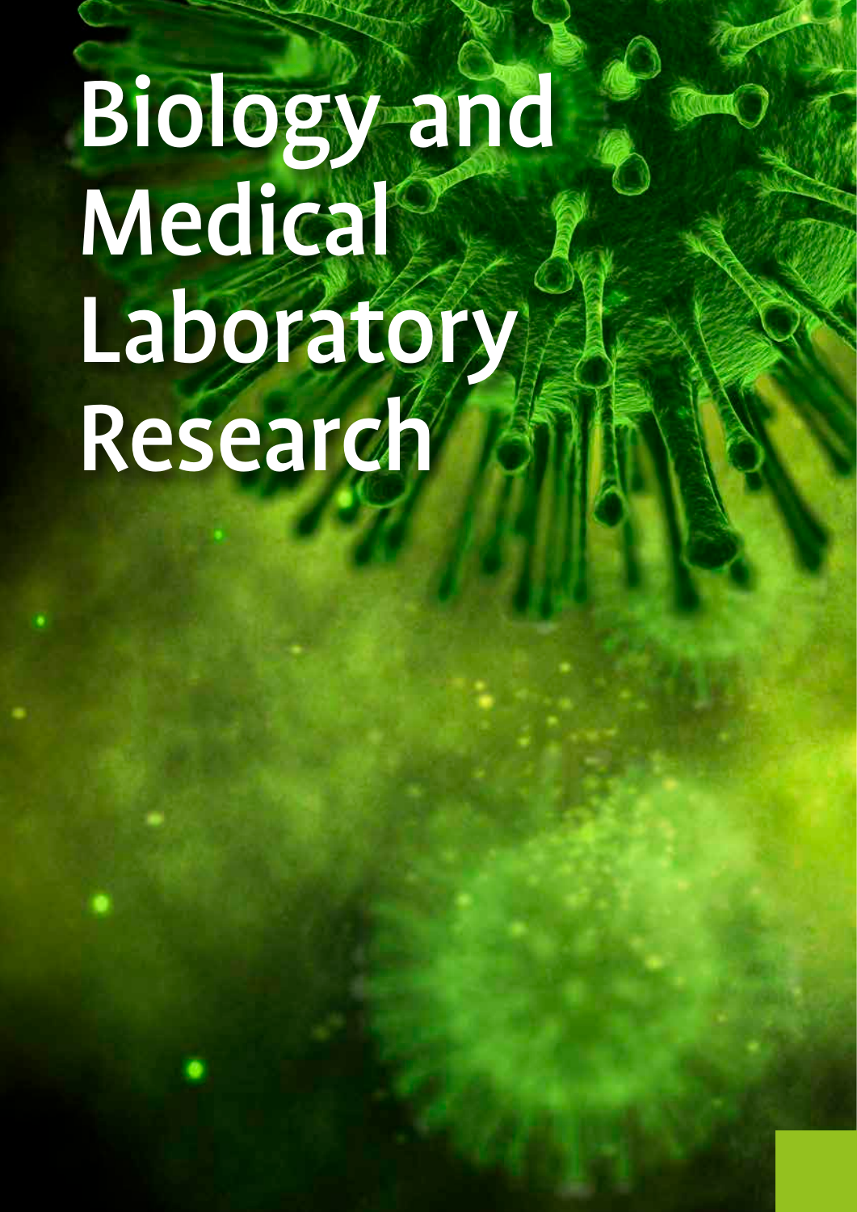# Biology and Medical Laboratory Research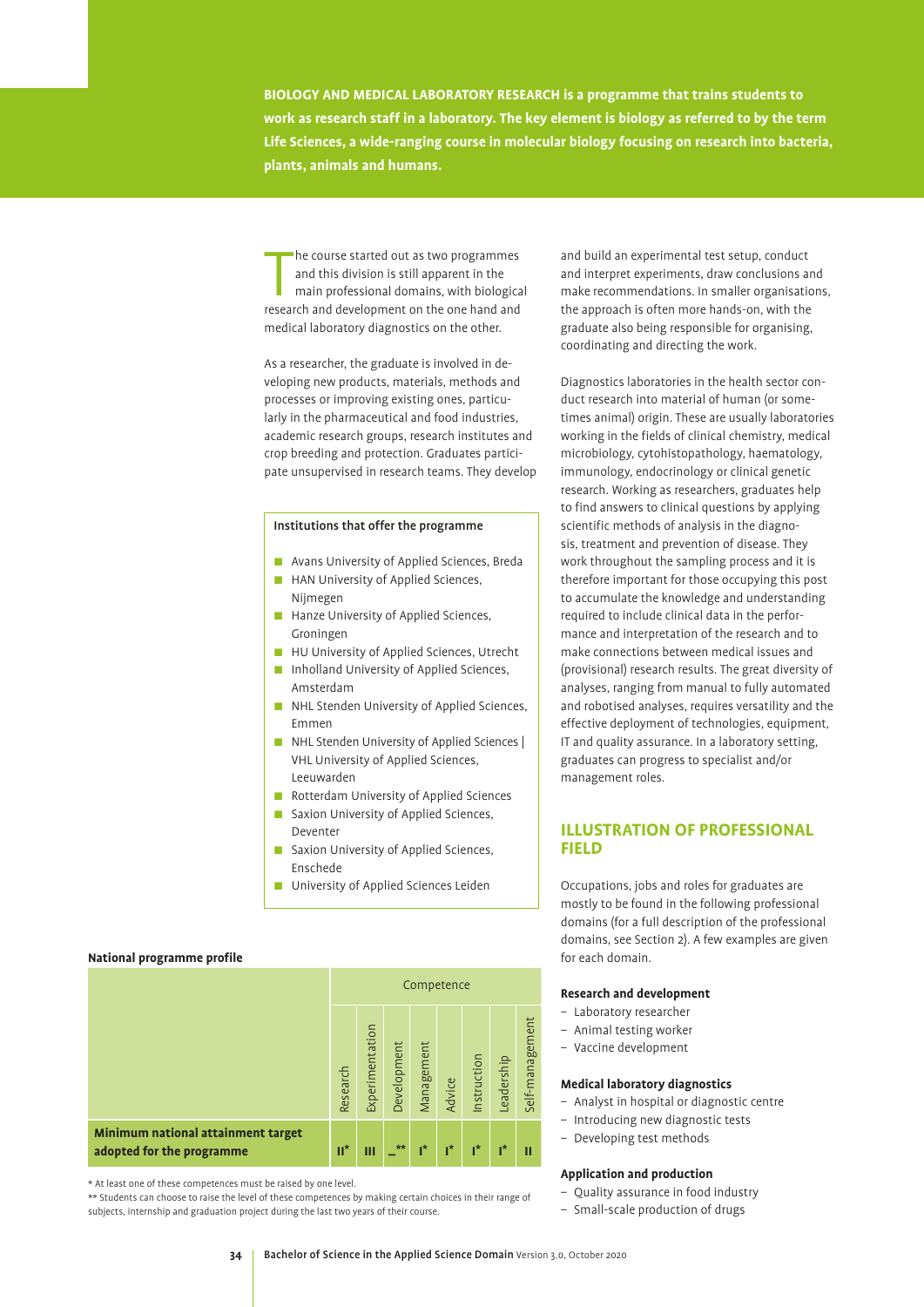**BIOLOGY AND MEDICAL LABORATORY RESEARCH is a programme that trains students to work as research staff in a laboratory. The key element is biology as referred to by the term Life Sciences, a wide-ranging course in molecular biology focusing on research into bacteria, plants, animals and humans.**

The course started out as two programmes and this division is still apparent in the main professional domains, with biological research and development on the one hand and medical laboratory diagnostics on the other.

As a researcher, the graduate is involved in developing new products, materials, methods and processes or improving existing ones, particularly in the pharmaceutical and food industries, academic research groups, research institutes and crop breeding and protection. Graduates participate unsupervised in research teams. They develop and build an experimental test setup, conduct and interpret experiments, draw conclusions and make recommendations. In smaller organisations, the approach is often more hands-on, with the graduate also being responsible for organising, coordinating and directing the work.

Diagnostics laboratories in the health sector conduct research into material of human (or sometimes animal) origin. These are usually laboratories working in the fields of clinical chemistry, medical microbiology, cytohistopathology, haematology, immunology, endocrinology or clinical genetic research. Working as researchers, graduates help to find answers to clinical questions by applying scientific methods of analysis in the diagnosis, treatment and prevention of disease. They work throughout the sampling process and it is therefore important for those occupying this post to accumulate the knowledge and understanding required to include clinical data in the performance and interpretation of the research and to make connections between medical issues and (provisional) research results. The great diversity of analyses, ranging from manual to fully automated and robotised analyses, requires versatility and the effective deployment of technologies, equipment, IT and quality assurance. In a laboratory setting, graduates can progress to specialist and/or management roles.

**Institutions that offer the programme**

- Avans University of Applied Sciences, Breda
- HAN University of Applied Sciences, Nijmegen
- Hanze University of Applied Sciences, Groningen
- HU University of Applied Sciences, Utrecht
- Inholland University of Applied Sciences, Amsterdam
- NHL Stenden University of Applied Sciences, Emmen
- NHL Stenden University of Applied Sciences | VHL University of Applied Sciences, Leeuwarden
- Rotterdam University of Applied Sciences
- Saxion University of Applied Sciences, Deventer
- Saxion University of Applied Sciences, Enschede
- University of Applied Sciences Leiden

**National programme profile**

| | Competence | | | | | | | |
|---|---|---|---|---|---|---|---|---|
| | Research | Experimentation | Development | Management | Advice | Instruction | Leadership | Self-management |
| **Minimum national attainment target adopted for the programme** | II* | III | –** | I* | I* | I* | I* | II |

\* At least one of these competences must be raised by one level.
\*\* Students can choose to raise the level of these competences by making certain choices in their range of subjects, internship and graduation project during the last two years of their course.

## ILLUSTRATION OF PROFESSIONAL FIELD

Occupations, jobs and roles for graduates are mostly to be found in the following professional domains (for a full description of the professional domains, see Section 2). A few examples are given for each domain.

**Research and development**
- Laboratory researcher
- Animal testing worker
- Vaccine development

**Medical laboratory diagnostics**
- Analyst in hospital or diagnostic centre
- Introducing new diagnostic tests
- Developing test methods

**Application and production**
- Quality assurance in food industry
- Small-scale production of drugs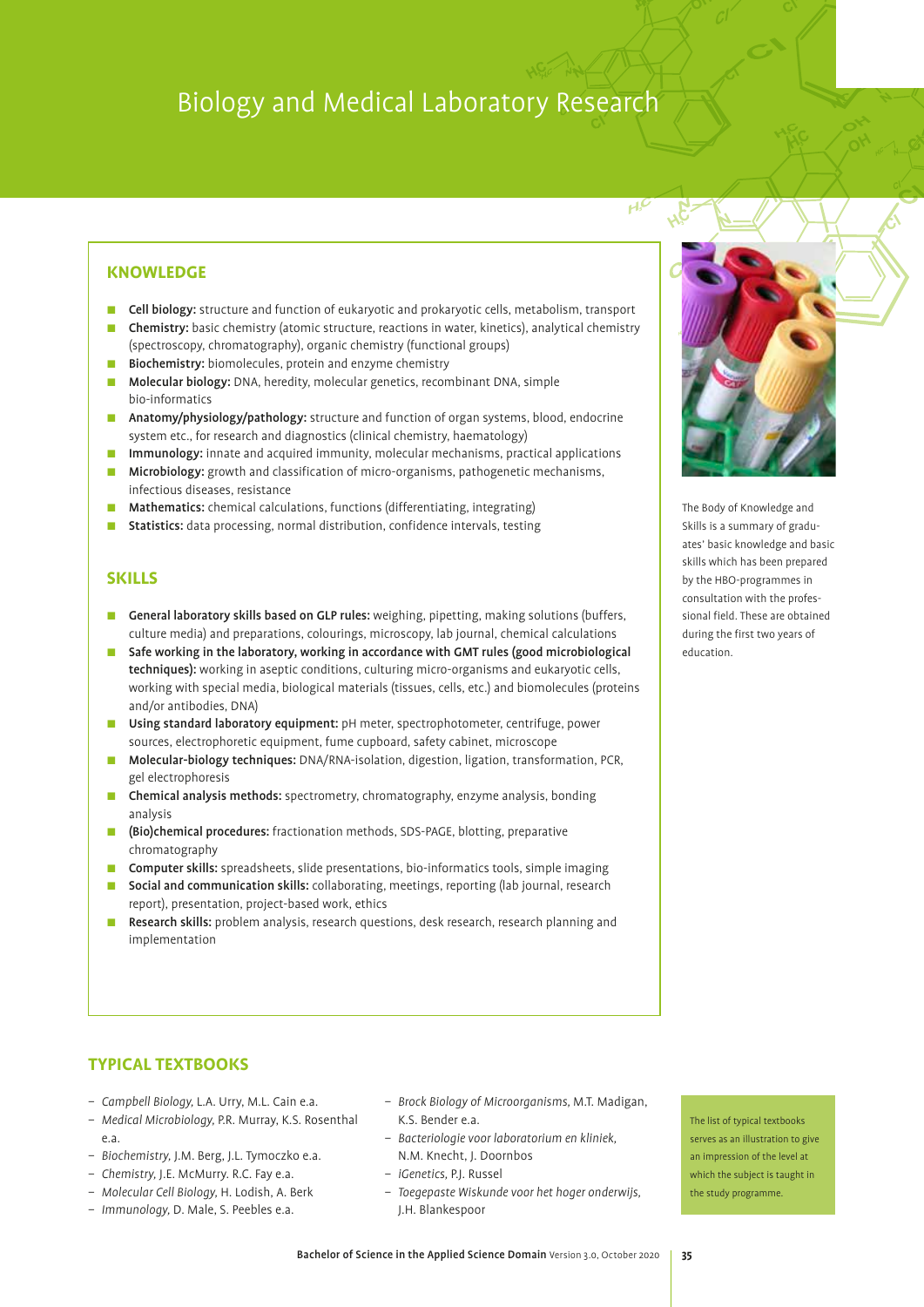# Biology and Medical Laboratory Research

## KNOWLEDGE

- **Cell biology:** structure and function of eukaryotic and prokaryotic cells, metabolism, transport
- **Chemistry:** basic chemistry (atomic structure, reactions in water, kinetics), analytical chemistry (spectroscopy, chromatography), organic chemistry (functional groups)
- **Biochemistry:** biomolecules, protein and enzyme chemistry
- **Molecular biology:** DNA, heredity, molecular genetics, recombinant DNA, simple bio-informatics
- **Anatomy/physiology/pathology:** structure and function of organ systems, blood, endocrine system etc., for research and diagnostics (clinical chemistry, haematology)
- **Immunology:** innate and acquired immunity, molecular mechanisms, practical applications
- **Microbiology:** growth and classification of micro-organisms, pathogenetic mechanisms, infectious diseases, resistance
- **Mathematics:** chemical calculations, functions (differentiating, integrating)
- **Statistics:** data processing, normal distribution, confidence intervals, testing

## SKILLS

- **General laboratory skills based on GLP rules:** weighing, pipetting, making solutions (buffers, culture media) and preparations, colourings, microscopy, lab journal, chemical calculations
- **Safe working in the laboratory, working in accordance with GMT rules (good microbiological techniques):** working in aseptic conditions, culturing micro-organisms and eukaryotic cells, working with special media, biological materials (tissues, cells, etc.) and biomolecules (proteins and/or antibodies, DNA)
- **Using standard laboratory equipment:** pH meter, spectrophotometer, centrifuge, power sources, electrophoretic equipment, fume cupboard, safety cabinet, microscope
- **Molecular-biology techniques:** DNA/RNA-isolation, digestion, ligation, transformation, PCR, gel electrophoresis
- **Chemical analysis methods:** spectrometry, chromatography, enzyme analysis, bonding analysis
- **(Bio)chemical procedures:** fractionation methods, SDS-PAGE, blotting, preparative chromatography
- **Computer skills:** spreadsheets, slide presentations, bio-informatics tools, simple imaging
- **Social and communication skills:** collaborating, meetings, reporting (lab journal, research report), presentation, project-based work, ethics
- **Research skills:** problem analysis, research questions, desk research, research planning and implementation

The Body of Knowledge and Skills is a summary of graduates' basic knowledge and basic skills which has been prepared by the HBO-programmes in consultation with the professional field. These are obtained during the first two years of education.

## TYPICAL TEXTBOOKS

- *Campbell Biology*, L.A. Urry, M.L. Cain e.a.
- *Medical Microbiology*, P.R. Murray, K.S. Rosenthal e.a.
- *Biochemistry*, J.M. Berg, J.L. Tymoczko e.a.
- *Chemistry*, J.E. McMurry. R.C. Fay e.a.
- *Molecular Cell Biology*, H. Lodish, A. Berk
- *Immunology*, D. Male, S. Peebles e.a.
- *Brock Biology of Microorganisms*, M.T. Madigan, K.S. Bender e.a.
- *Bacteriologie voor laboratorium en kliniek*, N.M. Knecht, J. Doornbos
- *iGenetics*, P.J. Russel
- *Toegepaste Wiskunde voor het hoger onderwijs*, J.H. Blankespoor

The list of typical textbooks serves as an illustration to give an impression of the level at which the subject is taught in the study programme.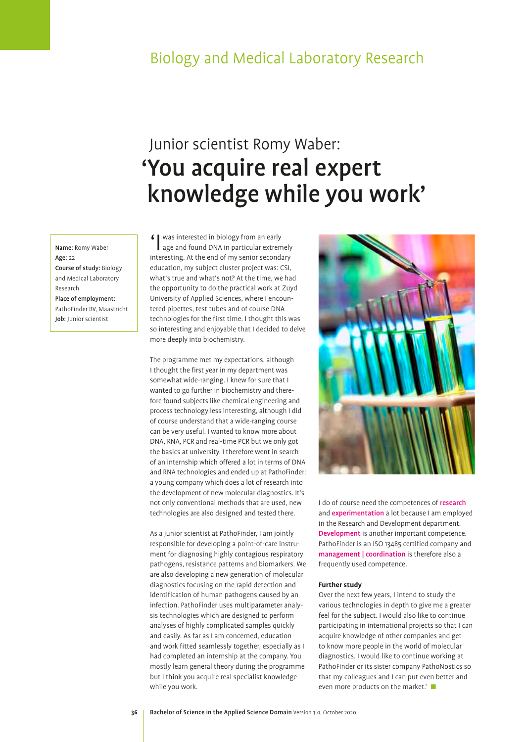## Biology and Medical Laboratory Research

# Junior scientist Romy Waber: 'You acquire real expert knowledge while you work'

**Name:** Romy Waber
**Age:** 22
**Course of study:** Biology and Medical Laboratory Research
**Place of employment:** PathoFinder BV, Maastricht
**Job:** Junior scientist

'I was interested in biology from an early age and found DNA in particular extremely interesting. At the end of my senior secondary education, my subject cluster project was: CSI, what's true and what's not? At the time, we had the opportunity to do the practical work at Zuyd University of Applied Sciences, where I encountered pipettes, test tubes and of course DNA technologies for the first time. I thought this was so interesting and enjoyable that I decided to delve more deeply into biochemistry.

The programme met my expectations, although I thought the first year in my department was somewhat wide-ranging. I knew for sure that I wanted to go further in biochemistry and therefore found subjects like chemical engineering and process technology less interesting, although I did of course understand that a wide-ranging course can be very useful. I wanted to know more about DNA, RNA, PCR and real-time PCR but we only got the basics at university. I therefore went in search of an internship which offered a lot in terms of DNA and RNA technologies and ended up at PathoFinder: a young company which does a lot of research into the development of new molecular diagnostics. It's not only conventional methods that are used, new technologies are also designed and tested there.

As a junior scientist at PathoFinder, I am jointly responsible for developing a point-of-care instrument for diagnosing highly contagious respiratory pathogens, resistance patterns and biomarkers. We are also developing a new generation of molecular diagnostics focusing on the rapid detection and identification of human pathogens caused by an infection. PathoFinder uses multiparameter analysis technologies which are designed to perform analyses of highly complicated samples quickly and easily. As far as I am concerned, education and work fitted seamlessly together, especially as I had completed an internship at the company. You mostly learn general theory during the programme but I think you acquire real specialist knowledge while you work.

I do of course need the competences of **research** and **experimentation** a lot because I am employed in the Research and Development department. **Development** is another important competence. PathoFinder is an ISO 13485 certified company and **management | coordination** is therefore also a frequently used competence.

**Further study**

Over the next few years, I intend to study the various technologies in depth to give me a greater feel for the subject. I would also like to continue participating in international projects so that I can acquire knowledge of other companies and get to know more people in the world of molecular diagnostics. I would like to continue working at PathoFinder or its sister company PathoNostics so that my colleagues and I can put even better and even more products on the market.'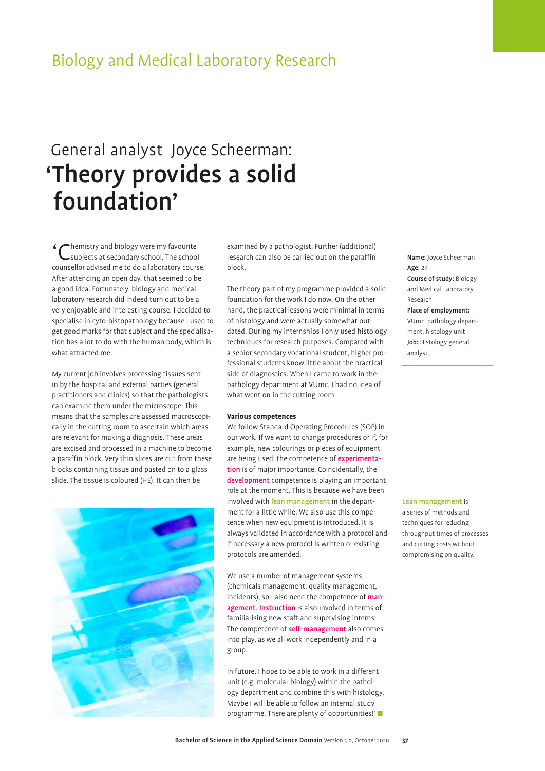# Biology and Medical Laboratory Research

## General analyst Joyce Scheerman: 'Theory provides a solid foundation'

'Chemistry and biology were my favourite subjects at secondary school. The school counsellor advised me to do a laboratory course. After attending an open day, that seemed to be a good idea. Fortunately, biology and medical laboratory research did indeed turn out to be a very enjoyable and interesting course. I decided to specialise in cyto-histopathology because I used to get good marks for that subject and the specialisation has a lot to do with the human body, which is what attracted me.

My current job involves processing tissues sent in by the hospital and external parties (general practitioners and clinics) so that the pathologists can examine them under the microscope. This means that the samples are assessed macroscopically in the cutting room to ascertain which areas are relevant for making a diagnosis. These areas are excised and processed in a machine to become a paraffin block. Very thin slices are cut from these blocks containing tissue and pasted on to a glass slide. The tissue is coloured (HE). It can then be examined by a pathologist. Further (additional) research can also be carried out on the paraffin block.

The theory part of my programme provided a solid foundation for the work I do now. On the other hand, the practical lessons were minimal in terms of histology and were actually somewhat outdated. During my internships I only used histology techniques for research purposes. Compared with a senior secondary vocational student, higher professional students know little about the practical side of diagnostics. When I came to work in the pathology department at VUmc, I had no idea of what went on in the cutting room.

### Various competences

We follow Standard Operating Procedures (SOP) in our work. If we want to change procedures or if, for example, new colourings or pieces of equipment are being used, the competence of **experimentation** is of major importance. Coincidentally, the **development** competence is playing an important role at the moment. This is because we have been involved with **lean management** in the department for a little while. We also use this competence when new equipment is introduced. It is always validated in accordance with a protocol and if necessary a new protocol is written or existing protocols are amended.

We use a number of management systems (chemicals management, quality management, incidents), so I also need the competence of **management**. **Instruction** is also involved in terms of familiarising new staff and supervising interns. The competence of **self-management** also comes into play, as we all work independently and in a group.

In future, I hope to be able to work in a different unit (e.g. molecular biology) within the pathology department and combine this with histology. Maybe I will be able to follow an internal study programme. There are plenty of opportunities!'

**Name:** Joyce Scheerman
**Age:** 24
**Course of study:** Biology and Medical Laboratory Research
**Place of employment:** VUmc, pathology department, histology unit
**Job:** Histology general analyst

**Lean management** is a series of methods and techniques for reducing throughput times of processes and cutting costs without compromising on quality.